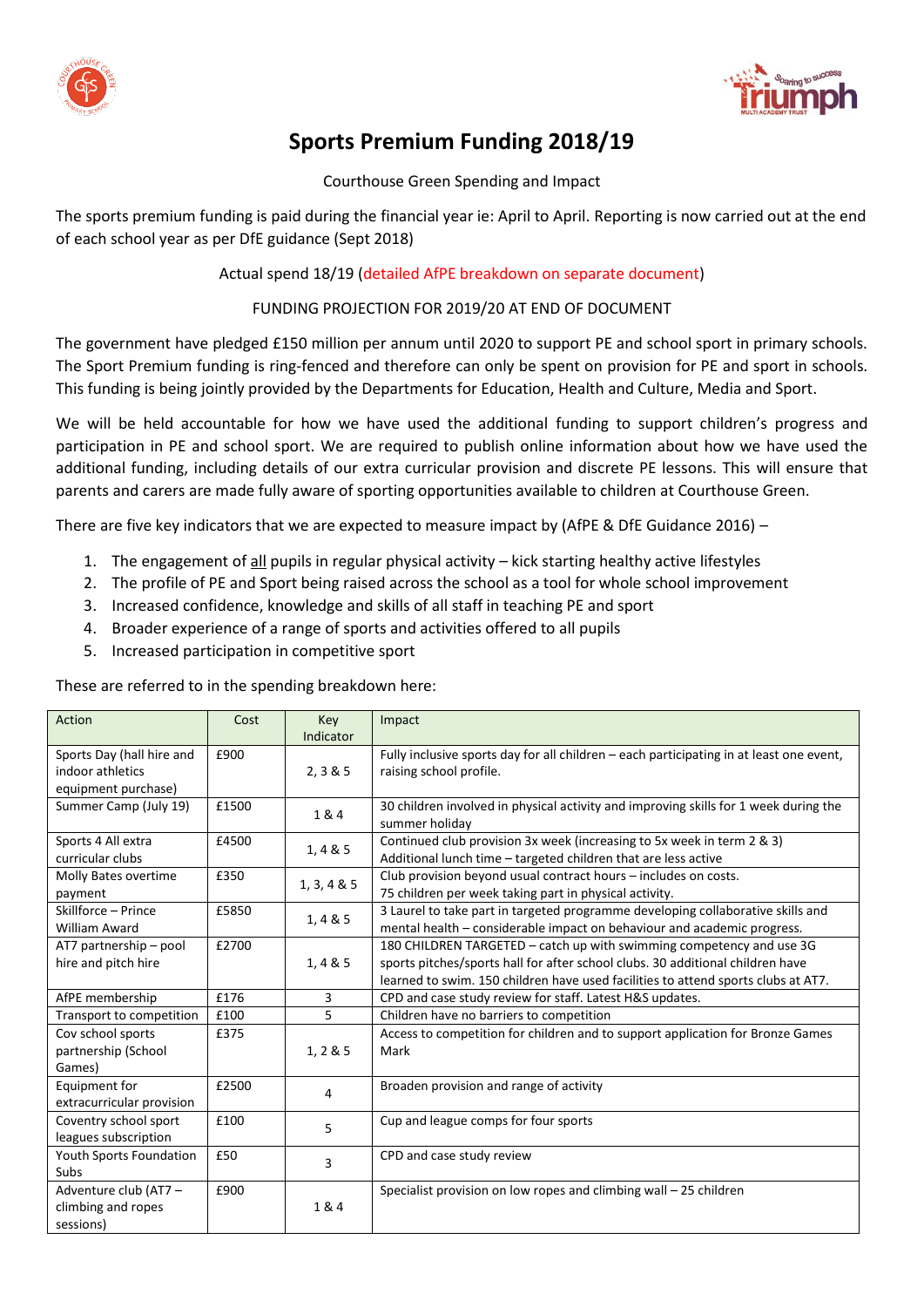# Sports Premium Funding 2018/19

Courthouse Green Spending and Impact

The sports premium funding is paid during the financial year ie: April to April. Reporting is now carried out at the end of each school year as per DfE guidance (Sept 2018)

Actual spend 18/19 (detailed AfPE breakdown on separate document)

FUNDING PROJECTION FOR 2019/20 AT END OF DOCUMENT

The government have pledged £150 million per annum until 2020 to support PE and school sport in primary schools. The Sport Premium funding is ring-fenced and therefore can only be spent on provision for PE and sport in schools. This funding is being jointly provided by the Departments for Education, Health and Culture, Media and Sport.

We will be held accountable for how we have used the additional funding to support children's progress and participation in PE and school sport. We are required to publish online information about how we have used the additional funding, including details of our extra curricular provision and discrete PE lessons. This will ensure that parents and carers are made fully aware of sporting opportunities available to children at Courthouse Green.

There are five key indicators that we are expected to measure impact by (AfPE & DfE Guidance 2016) –

1. The engagement of all pupils in regular physical activity – kick starting healthy active lifestyles
2. The profile of PE and Sport being raised across the school as a tool for whole school improvement
3. Increased confidence, knowledge and skills of all staff in teaching PE and sport
4. Broader experience of a range of sports and activities offered to all pupils
5. Increased participation in competitive sport

These are referred to in the spending breakdown here:

| Action | Cost | Key Indicator | Impact |
|---|---|---|---|
| Sports Day (hall hire and indoor athletics equipment purchase) | £900 | 2, 3 & 5 | Fully inclusive sports day for all children – each participating in at least one event, raising school profile. |
| Summer Camp (July 19) | £1500 | 1 & 4 | 30 children involved in physical activity and improving skills for 1 week during the summer holiday |
| Sports 4 All extra curricular clubs | £4500 | 1, 4 & 5 | Continued club provision 3x week (increasing to 5x week in term 2 & 3)<br>Additional lunch time – targeted children that are less active |
| Molly Bates overtime payment | £350 | 1, 3, 4 & 5 | Club provision beyond usual contract hours – includes on costs.<br>75 children per week taking part in physical activity. |
| Skillforce – Prince William Award | £5850 | 1, 4 & 5 | 3 Laurel to take part in targeted programme developing collaborative skills and mental health – considerable impact on behaviour and academic progress. |
| AT7 partnership – pool hire and pitch hire | £2700 | 1, 4 & 5 | 180 CHILDREN TARGETED – catch up with swimming competency and use 3G sports pitches/sports hall for after school clubs. 30 additional children have learned to swim. 150 children have used facilities to attend sports clubs at AT7. |
| AfPE membership | £176 | 3 | CPD and case study review for staff. Latest H&S updates. |
| Transport to competition | £100 | 5 | Children have no barriers to competition |
| Cov school sports partnership (School Games) | £375 | 1, 2 & 5 | Access to competition for children and to support application for Bronze Games Mark |
| Equipment for extracurricular provision | £2500 | 4 | Broaden provision and range of activity |
| Coventry school sport leagues subscription | £100 | 5 | Cup and league comps for four sports |
| Youth Sports Foundation Subs | £50 | 3 | CPD and case study review |
| Adventure club (AT7 – climbing and ropes sessions) | £900 | 1 & 4 | Specialist provision on low ropes and climbing wall – 25 children |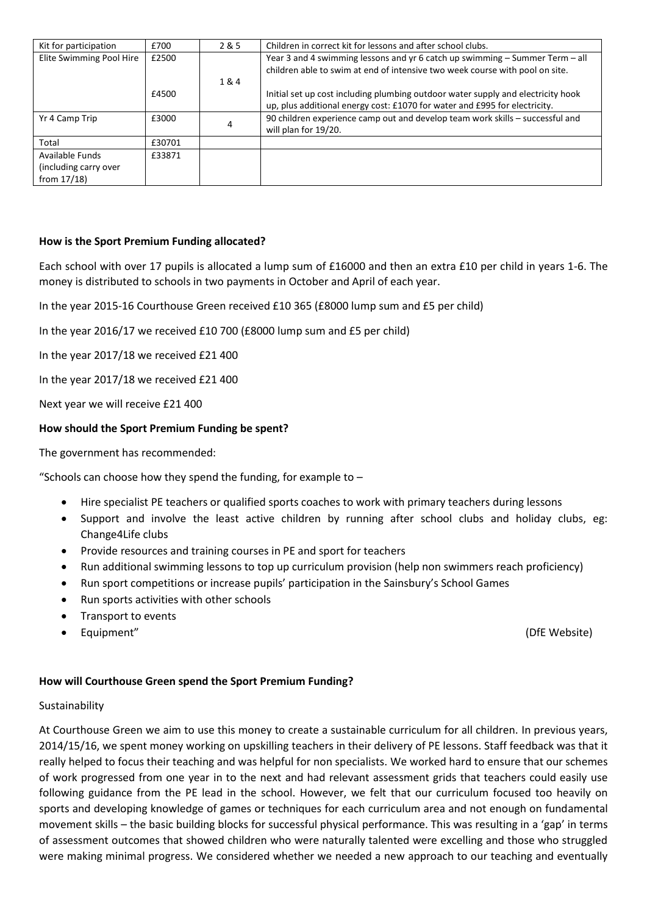| Kit for participation | £700 | 2 & 5 | Children in correct kit for lessons and after school clubs. |
|---|---|---|---|
| Elite Swimming Pool Hire | £2500<br><br>£4500 | 1 & 4 | Year 3 and 4 swimming lessons and yr 6 catch up swimming – Summer Term – all children able to swim at end of intensive two week course with pool on site.<br><br>Initial set up cost including plumbing outdoor water supply and electricity hook up, plus additional energy cost: £1070 for water and £995 for electricity. |
| Yr 4 Camp Trip | £3000 | 4 | 90 children experience camp out and develop team work skills – successful and will plan for 19/20. |
| Total | £30701 | | |
| Available Funds (including carry over from 17/18) | £33871 | | |

**How is the Sport Premium Funding allocated?**

Each school with over 17 pupils is allocated a lump sum of £16000 and then an extra £10 per child in years 1-6. The money is distributed to schools in two payments in October and April of each year.

In the year 2015-16 Courthouse Green received £10 365 (£8000 lump sum and £5 per child)

In the year 2016/17 we received £10 700 (£8000 lump sum and £5 per child)

In the year 2017/18 we received £21 400

In the year 2017/18 we received £21 400

Next year we will receive £21 400

**How should the Sport Premium Funding be spent?**

The government has recommended:

"Schools can choose how they spend the funding, for example to –

- Hire specialist PE teachers or qualified sports coaches to work with primary teachers during lessons
- Support and involve the least active children by running after school clubs and holiday clubs, eg: Change4Life clubs
- Provide resources and training courses in PE and sport for teachers
- Run additional swimming lessons to top up curriculum provision (help non swimmers reach proficiency)
- Run sport competitions or increase pupils' participation in the Sainsbury's School Games
- Run sports activities with other schools
- Transport to events
- Equipment" (DfE Website)

**How will Courthouse Green spend the Sport Premium Funding?**

Sustainability

At Courthouse Green we aim to use this money to create a sustainable curriculum for all children. In previous years, 2014/15/16, we spent money working on upskilling teachers in their delivery of PE lessons. Staff feedback was that it really helped to focus their teaching and was helpful for non specialists. We worked hard to ensure that our schemes of work progressed from one year in to the next and had relevant assessment grids that teachers could easily use following guidance from the PE lead in the school. However, we felt that our curriculum focused too heavily on sports and developing knowledge of games or techniques for each curriculum area and not enough on fundamental movement skills – the basic building blocks for successful physical performance. This was resulting in a 'gap' in terms of assessment outcomes that showed children who were naturally talented were excelling and those who struggled were making minimal progress. We considered whether we needed a new approach to our teaching and eventually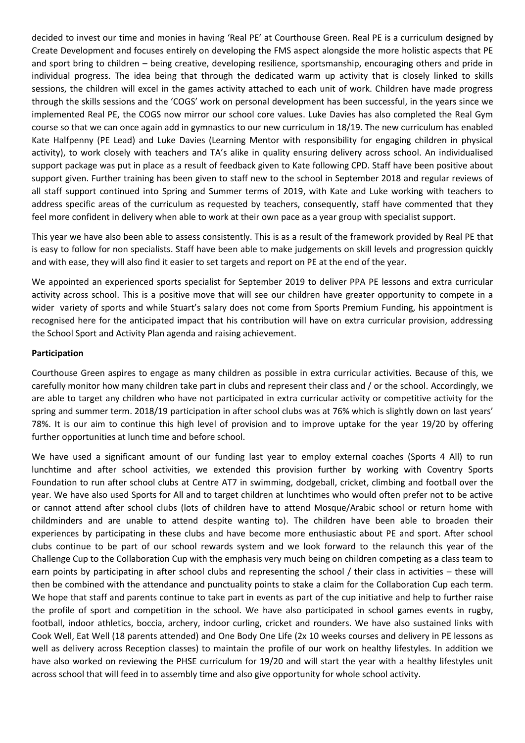decided to invest our time and monies in having 'Real PE' at Courthouse Green. Real PE is a curriculum designed by Create Development and focuses entirely on developing the FMS aspect alongside the more holistic aspects that PE and sport bring to children – being creative, developing resilience, sportsmanship, encouraging others and pride in individual progress. The idea being that through the dedicated warm up activity that is closely linked to skills sessions, the children will excel in the games activity attached to each unit of work. Children have made progress through the skills sessions and the 'COGS' work on personal development has been successful, in the years since we implemented Real PE, the COGS now mirror our school core values. Luke Davies has also completed the Real Gym course so that we can once again add in gymnastics to our new curriculum in 18/19. The new curriculum has enabled Kate Halfpenny (PE Lead) and Luke Davies (Learning Mentor with responsibility for engaging children in physical activity), to work closely with teachers and TA's alike in quality ensuring delivery across school. An individualised support package was put in place as a result of feedback given to Kate following CPD. Staff have been positive about support given. Further training has been given to staff new to the school in September 2018 and regular reviews of all staff support continued into Spring and Summer terms of 2019, with Kate and Luke working with teachers to address specific areas of the curriculum as requested by teachers, consequently, staff have commented that they feel more confident in delivery when able to work at their own pace as a year group with specialist support.

This year we have also been able to assess consistently. This is as a result of the framework provided by Real PE that is easy to follow for non specialists. Staff have been able to make judgements on skill levels and progression quickly and with ease, they will also find it easier to set targets and report on PE at the end of the year.

We appointed an experienced sports specialist for September 2019 to deliver PPA PE lessons and extra curricular activity across school. This is a positive move that will see our children have greater opportunity to compete in a wider variety of sports and while Stuart's salary does not come from Sports Premium Funding, his appointment is recognised here for the anticipated impact that his contribution will have on extra curricular provision, addressing the School Sport and Activity Plan agenda and raising achievement.

**Participation**

Courthouse Green aspires to engage as many children as possible in extra curricular activities. Because of this, we carefully monitor how many children take part in clubs and represent their class and / or the school. Accordingly, we are able to target any children who have not participated in extra curricular activity or competitive activity for the spring and summer term. 2018/19 participation in after school clubs was at 76% which is slightly down on last years' 78%. It is our aim to continue this high level of provision and to improve uptake for the year 19/20 by offering further opportunities at lunch time and before school.

We have used a significant amount of our funding last year to employ external coaches (Sports 4 All) to run lunchtime and after school activities, we extended this provision further by working with Coventry Sports Foundation to run after school clubs at Centre AT7 in swimming, dodgeball, cricket, climbing and football over the year. We have also used Sports for All and to target children at lunchtimes who would often prefer not to be active or cannot attend after school clubs (lots of children have to attend Mosque/Arabic school or return home with childminders and are unable to attend despite wanting to). The children have been able to broaden their experiences by participating in these clubs and have become more enthusiastic about PE and sport. After school clubs continue to be part of our school rewards system and we look forward to the relaunch this year of the Challenge Cup to the Collaboration Cup with the emphasis very much being on children competing as a class team to earn points by participating in after school clubs and representing the school / their class in activities – these will then be combined with the attendance and punctuality points to stake a claim for the Collaboration Cup each term. We hope that staff and parents continue to take part in events as part of the cup initiative and help to further raise the profile of sport and competition in the school. We have also participated in school games events in rugby, football, indoor athletics, boccia, archery, indoor curling, cricket and rounders. We have also sustained links with Cook Well, Eat Well (18 parents attended) and One Body One Life (2x 10 weeks courses and delivery in PE lessons as well as delivery across Reception classes) to maintain the profile of our work on healthy lifestyles. In addition we have also worked on reviewing the PHSE curriculum for 19/20 and will start the year with a healthy lifestyles unit across school that will feed in to assembly time and also give opportunity for whole school activity.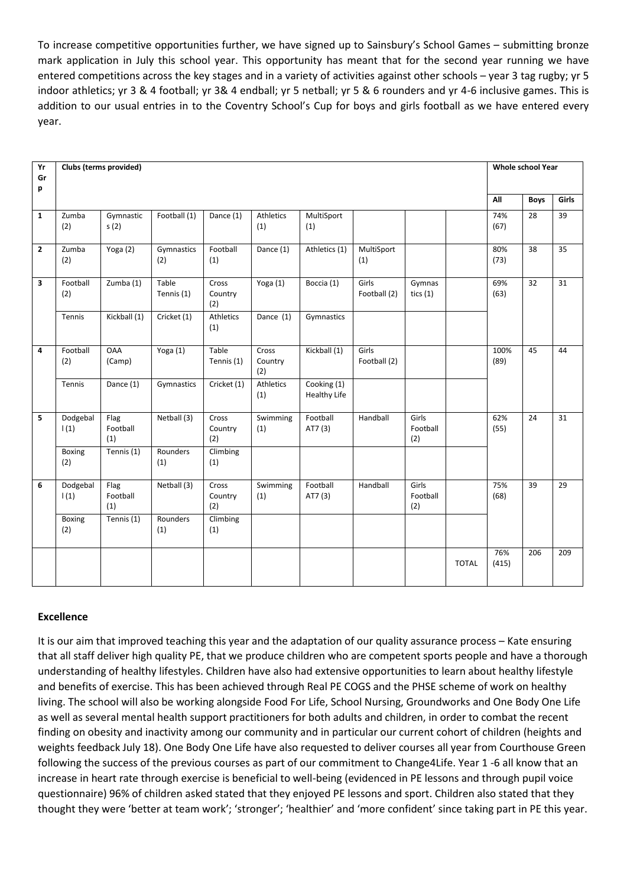To increase competitive opportunities further, we have signed up to Sainsbury's School Games – submitting bronze mark application in July this school year. This opportunity has meant that for the second year running we have entered competitions across the key stages and in a variety of activities against other schools – year 3 tag rugby; yr 5 indoor athletics; yr 3 & 4 football; yr 3& 4 endball; yr 5 netball; yr 5 & 6 rounders and yr 4-6 inclusive games. This is addition to our usual entries in to the Coventry School's Cup for boys and girls football as we have entered every year.

| Yr Grp | Clubs (terms provided) | | | | | | | | | Whole school Year | | |
|---|---|---|---|---|---|---|---|---|---|---|---|---|
| | | | | | | | | | | All | Boys | Girls |
| 1 | Zumba (2) | Gymnastics (2) | Football (1) | Dance (1) | Athletics (1) | MultiSport (1) | | | | 74% (67) | 28 | 39 |
| 2 | Zumba (2) | Yoga (2) | Gymnastics (2) | Football (1) | Dance (1) | Athletics (1) | MultiSport (1) | | | 80% (73) | 38 | 35 |
| 3 | Football (2) | Zumba (1) | Table Tennis (1) | Cross Country (2) | Yoga (1) | Boccia (1) | Girls Football (2) | Gymnastics (1) | | 69% (63) | 32 | 31 |
| | Tennis | Kickball (1) | Cricket (1) | Athletics (1) | Dance (1) | Gymnastics | | | | | | |
| 4 | Football (2) | OAA (Camp) | Yoga (1) | Table Tennis (1) | Cross Country (2) | Kickball (1) | Girls Football (2) | | | 100% (89) | 45 | 44 |
| | Tennis | Dance (1) | Gymnastics | Cricket (1) | Athletics (1) | Cooking (1) Healthy Life | | | | | | |
| 5 | Dodgeball (1) | Flag Football (1) | Netball (3) | Cross Country (2) | Swimming (1) | Football AT7 (3) | Handball | Girls Football (2) | | 62% (55) | 24 | 31 |
| | Boxing (2) | Tennis (1) | Rounders (1) | Climbing (1) | | | | | | | | |
| 6 | Dodgeball (1) | Flag Football (1) | Netball (3) | Cross Country (2) | Swimming (1) | Football AT7 (3) | Handball | Girls Football (2) | | 75% (68) | 39 | 29 |
| | Boxing (2) | Tennis (1) | Rounders (1) | Climbing (1) | | | | | | | | |
| | | | | | | | | | TOTAL | 76% (415) | 206 | 209 |

**Excellence**

It is our aim that improved teaching this year and the adaptation of our quality assurance process – Kate ensuring that all staff deliver high quality PE, that we produce children who are competent sports people and have a thorough understanding of healthy lifestyles. Children have also had extensive opportunities to learn about healthy lifestyle and benefits of exercise. This has been achieved through Real PE COGS and the PHSE scheme of work on healthy living. The school will also be working alongside Food For Life, School Nursing, Groundworks and One Body One Life as well as several mental health support practitioners for both adults and children, in order to combat the recent finding on obesity and inactivity among our community and in particular our current cohort of children (heights and weights feedback July 18). One Body One Life have also requested to deliver courses all year from Courthouse Green following the success of the previous courses as part of our commitment to Change4Life. Year 1 -6 all know that an increase in heart rate through exercise is beneficial to well-being (evidenced in PE lessons and through pupil voice questionnaire) 96% of children asked stated that they enjoyed PE lessons and sport. Children also stated that they thought they were 'better at team work'; 'stronger'; 'healthier' and 'more confident' since taking part in PE this year.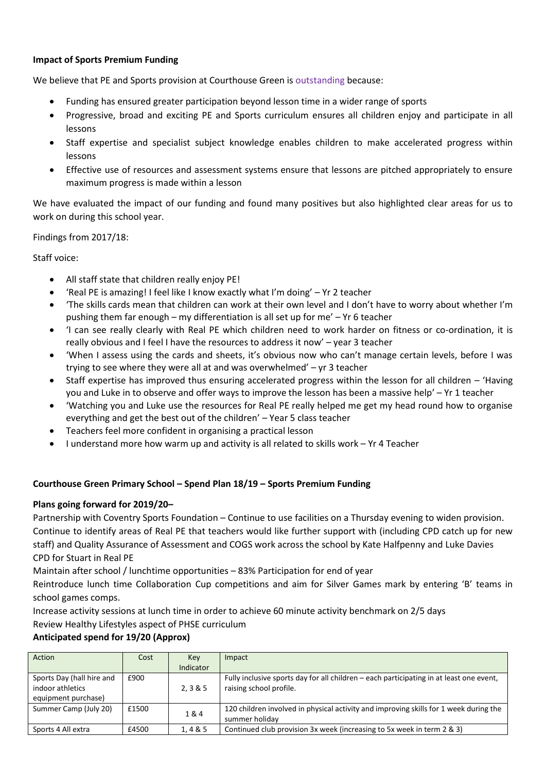**Impact of Sports Premium Funding**

We believe that PE and Sports provision at Courthouse Green is outstanding because:

- Funding has ensured greater participation beyond lesson time in a wider range of sports
- Progressive, broad and exciting PE and Sports curriculum ensures all children enjoy and participate in all lessons
- Staff expertise and specialist subject knowledge enables children to make accelerated progress within lessons
- Effective use of resources and assessment systems ensure that lessons are pitched appropriately to ensure maximum progress is made within a lesson

We have evaluated the impact of our funding and found many positives but also highlighted clear areas for us to work on during this school year.

Findings from 2017/18:

Staff voice:

- All staff state that children really enjoy PE!
- 'Real PE is amazing! I feel like I know exactly what I'm doing' – Yr 2 teacher
- 'The skills cards mean that children can work at their own level and I don't have to worry about whether I'm pushing them far enough – my differentiation is all set up for me' – Yr 6 teacher
- 'I can see really clearly with Real PE which children need to work harder on fitness or co-ordination, it is really obvious and I feel I have the resources to address it now' – year 3 teacher
- 'When I assess using the cards and sheets, it's obvious now who can't manage certain levels, before I was trying to see where they were all at and was overwhelmed' – yr 3 teacher
- Staff expertise has improved thus ensuring accelerated progress within the lesson for all children – 'Having you and Luke in to observe and offer ways to improve the lesson has been a massive help' – Yr 1 teacher
- 'Watching you and Luke use the resources for Real PE really helped me get my head round how to organise everything and get the best out of the children' – Year 5 class teacher
- Teachers feel more confident in organising a practical lesson
- I understand more how warm up and activity is all related to skills work – Yr 4 Teacher

**Courthouse Green Primary School – Spend Plan 18/19 – Sports Premium Funding**

**Plans going forward for 2019/20–**

Partnership with Coventry Sports Foundation – Continue to use facilities on a Thursday evening to widen provision.
Continue to identify areas of Real PE that teachers would like further support with (including CPD catch up for new staff) and Quality Assurance of Assessment and COGS work across the school by Kate Halfpenny and Luke Davies
CPD for Stuart in Real PE
Maintain after school / lunchtime opportunities – 83% Participation for end of year
Reintroduce lunch time Collaboration Cup competitions and aim for Silver Games mark by entering 'B' teams in school games comps.
Increase activity sessions at lunch time in order to achieve 60 minute activity benchmark on 2/5 days
Review Healthy Lifestyles aspect of PHSE curriculum

**Anticipated spend for 19/20 (Approx)**

| Action | Cost | Key Indicator | Impact |
|---|---|---|---|
| Sports Day (hall hire and indoor athletics equipment purchase) | £900 | 2, 3 & 5 | Fully inclusive sports day for all children – each participating in at least one event, raising school profile. |
| Summer Camp (July 20) | £1500 | 1 & 4 | 120 children involved in physical activity and improving skills for 1 week during the summer holiday |
| Sports 4 All extra | £4500 | 1, 4 & 5 | Continued club provision 3x week (increasing to 5x week in term 2 & 3) |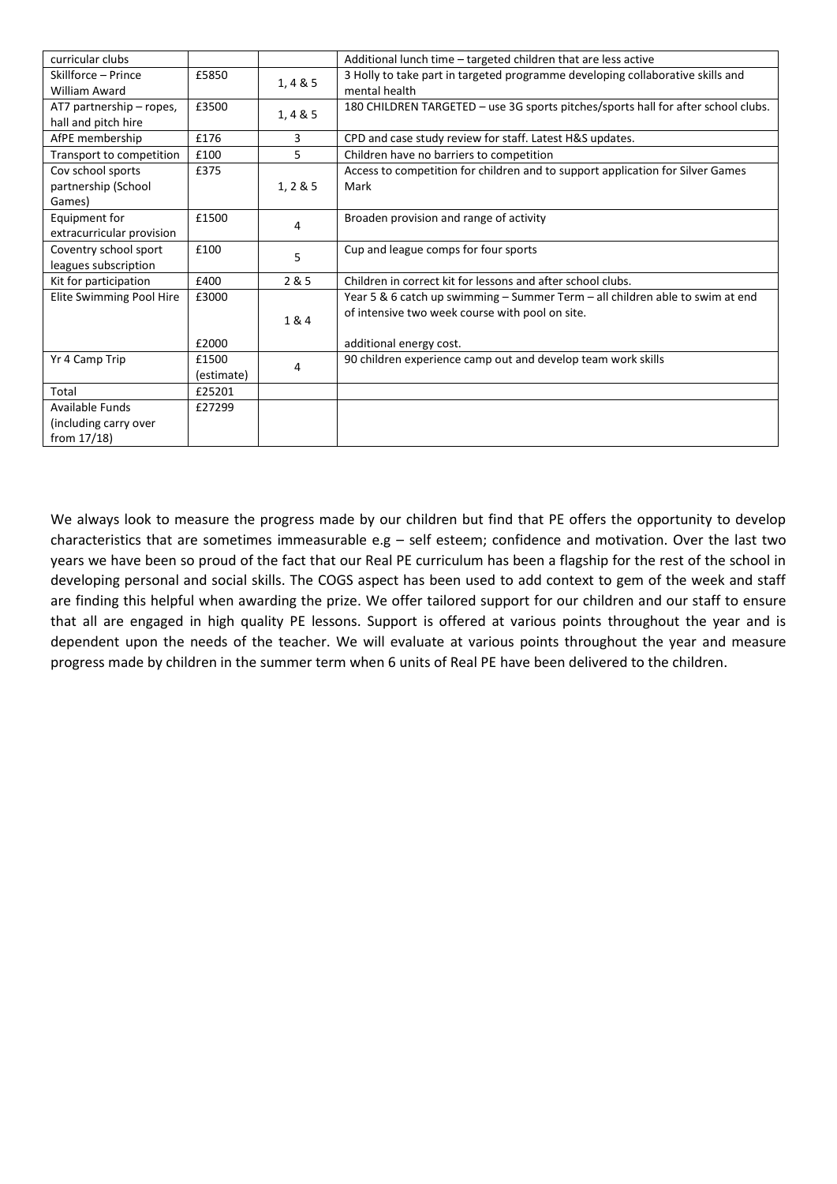| | | | |
|---|---|---|---|
| curricular clubs | | | Additional lunch time – targeted children that are less active |
| Skillforce – Prince William Award | £5850 | 1, 4 & 5 | 3 Holly to take part in targeted programme developing collaborative skills and mental health |
| AT7 partnership – ropes, hall and pitch hire | £3500 | 1, 4 & 5 | 180 CHILDREN TARGETED – use 3G sports pitches/sports hall for after school clubs. |
| AfPE membership | £176 | 3 | CPD and case study review for staff. Latest H&S updates. |
| Transport to competition | £100 | 5 | Children have no barriers to competition |
| Cov school sports partnership (School Games) | £375 | 1, 2 & 5 | Access to competition for children and to support application for Silver Games Mark |
| Equipment for extracurricular provision | £1500 | 4 | Broaden provision and range of activity |
| Coventry school sport leagues subscription | £100 | 5 | Cup and league comps for four sports |
| Kit for participation | £400 | 2 & 5 | Children in correct kit for lessons and after school clubs. |
| Elite Swimming Pool Hire | £3000<br><br>£2000 | 1 & 4 | Year 5 & 6 catch up swimming – Summer Term – all children able to swim at end of intensive two week course with pool on site.<br><br>additional energy cost. |
| Yr 4 Camp Trip | £1500 (estimate) | 4 | 90 children experience camp out and develop team work skills |
| Total | £25201 | | |
| Available Funds (including carry over from 17/18) | £27299 | | |

We always look to measure the progress made by our children but find that PE offers the opportunity to develop characteristics that are sometimes immeasurable e.g – self esteem; confidence and motivation. Over the last two years we have been so proud of the fact that our Real PE curriculum has been a flagship for the rest of the school in developing personal and social skills. The COGS aspect has been used to add context to gem of the week and staff are finding this helpful when awarding the prize. We offer tailored support for our children and our staff to ensure that all are engaged in high quality PE lessons. Support is offered at various points throughout the year and is dependent upon the needs of the teacher. We will evaluate at various points throughout the year and measure progress made by children in the summer term when 6 units of Real PE have been delivered to the children.